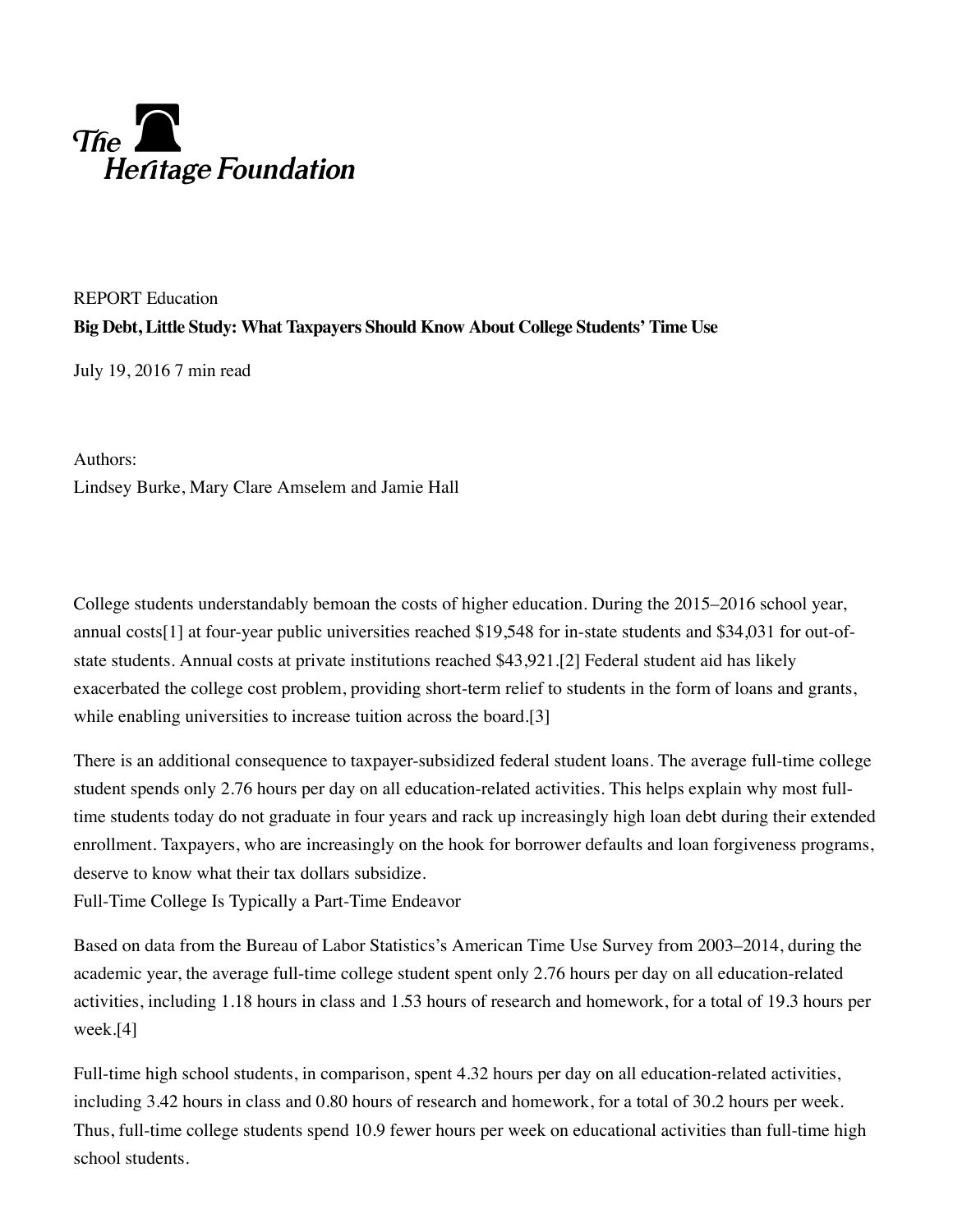The Heritage Foundation

REPORT Education

**Big Debt, Little Study: What Taxpayers Should Know About College Students' Time Use**

July 19, 2016 7 min read

Authors:
Lindsey Burke, Mary Clare Amselem and Jamie Hall

College students understandably bemoan the costs of higher education. During the 2015–2016 school year, annual costs[1] at four-year public universities reached $19,548 for in-state students and $34,031 for out-of-state students. Annual costs at private institutions reached $43,921.[2] Federal student aid has likely exacerbated the college cost problem, providing short-term relief to students in the form of loans and grants, while enabling universities to increase tuition across the board.[3]

There is an additional consequence to taxpayer-subsidized federal student loans. The average full-time college student spends only 2.76 hours per day on all education-related activities. This helps explain why most full-time students today do not graduate in four years and rack up increasingly high loan debt during their extended enrollment. Taxpayers, who are increasingly on the hook for borrower defaults and loan forgiveness programs, deserve to know what their tax dollars subsidize.

## Full-Time College Is Typically a Part-Time Endeavor

Based on data from the Bureau of Labor Statistics's American Time Use Survey from 2003–2014, during the academic year, the average full-time college student spent only 2.76 hours per day on all education-related activities, including 1.18 hours in class and 1.53 hours of research and homework, for a total of 19.3 hours per week.[4]

Full-time high school students, in comparison, spent 4.32 hours per day on all education-related activities, including 3.42 hours in class and 0.80 hours of research and homework, for a total of 30.2 hours per week. Thus, full-time college students spend 10.9 fewer hours per week on educational activities than full-time high school students.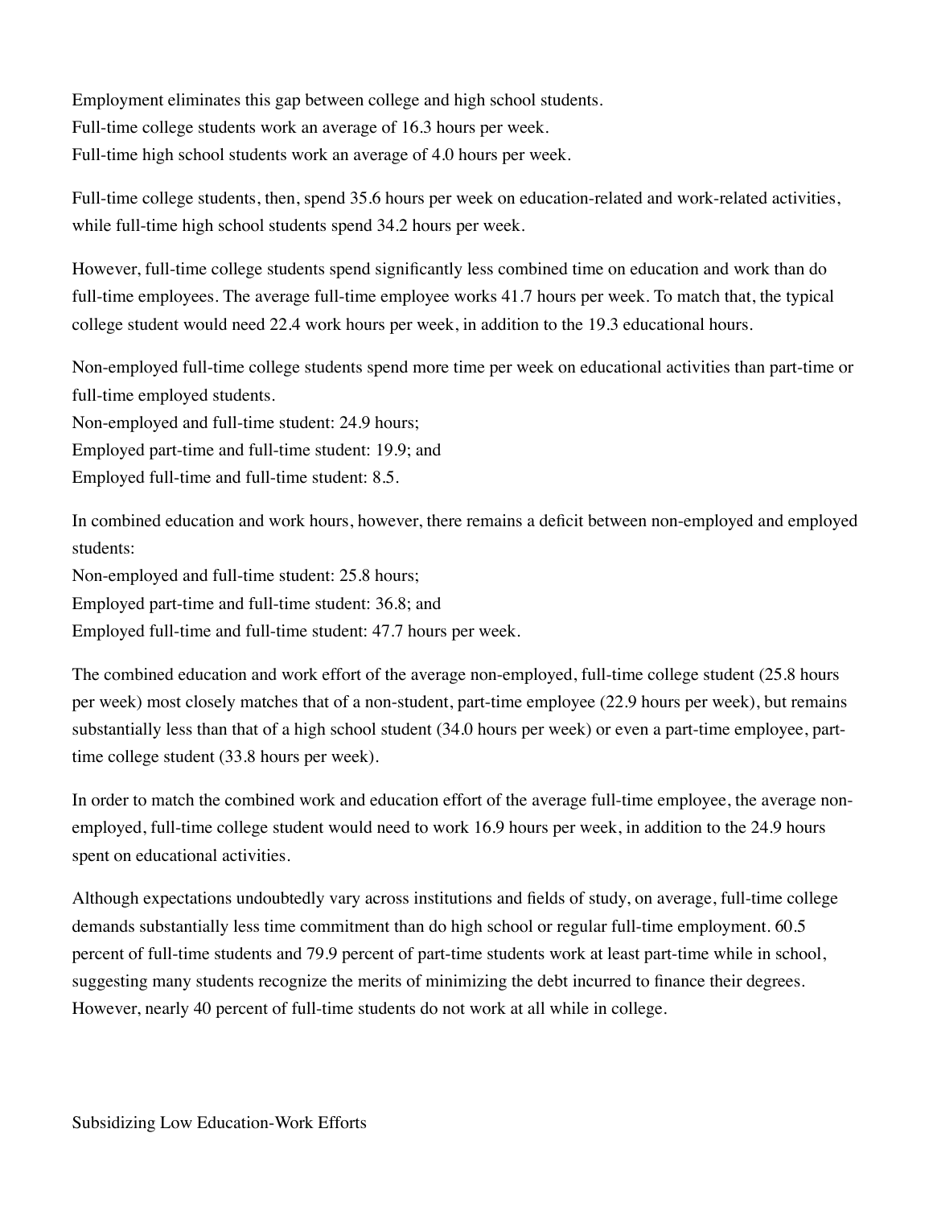Employment eliminates this gap between college and high school students.
Full-time college students work an average of 16.3 hours per week.
Full-time high school students work an average of 4.0 hours per week.

Full-time college students, then, spend 35.6 hours per week on education-related and work-related activities, while full-time high school students spend 34.2 hours per week.

However, full-time college students spend significantly less combined time on education and work than do full-time employees. The average full-time employee works 41.7 hours per week. To match that, the typical college student would need 22.4 work hours per week, in addition to the 19.3 educational hours.

Non-employed full-time college students spend more time per week on educational activities than part-time or full-time employed students.
Non-employed and full-time student: 24.9 hours;
Employed part-time and full-time student: 19.9; and
Employed full-time and full-time student: 8.5.

In combined education and work hours, however, there remains a deficit between non-employed and employed students:
Non-employed and full-time student: 25.8 hours;
Employed part-time and full-time student: 36.8; and
Employed full-time and full-time student: 47.7 hours per week.

The combined education and work effort of the average non-employed, full-time college student (25.8 hours per week) most closely matches that of a non-student, part-time employee (22.9 hours per week), but remains substantially less than that of a high school student (34.0 hours per week) or even a part-time employee, part-time college student (33.8 hours per week).

In order to match the combined work and education effort of the average full-time employee, the average non-employed, full-time college student would need to work 16.9 hours per week, in addition to the 24.9 hours spent on educational activities.

Although expectations undoubtedly vary across institutions and fields of study, on average, full-time college demands substantially less time commitment than do high school or regular full-time employment. 60.5 percent of full-time students and 79.9 percent of part-time students work at least part-time while in school, suggesting many students recognize the merits of minimizing the debt incurred to finance their degrees. However, nearly 40 percent of full-time students do not work at all while in college.

## Subsidizing Low Education-Work Efforts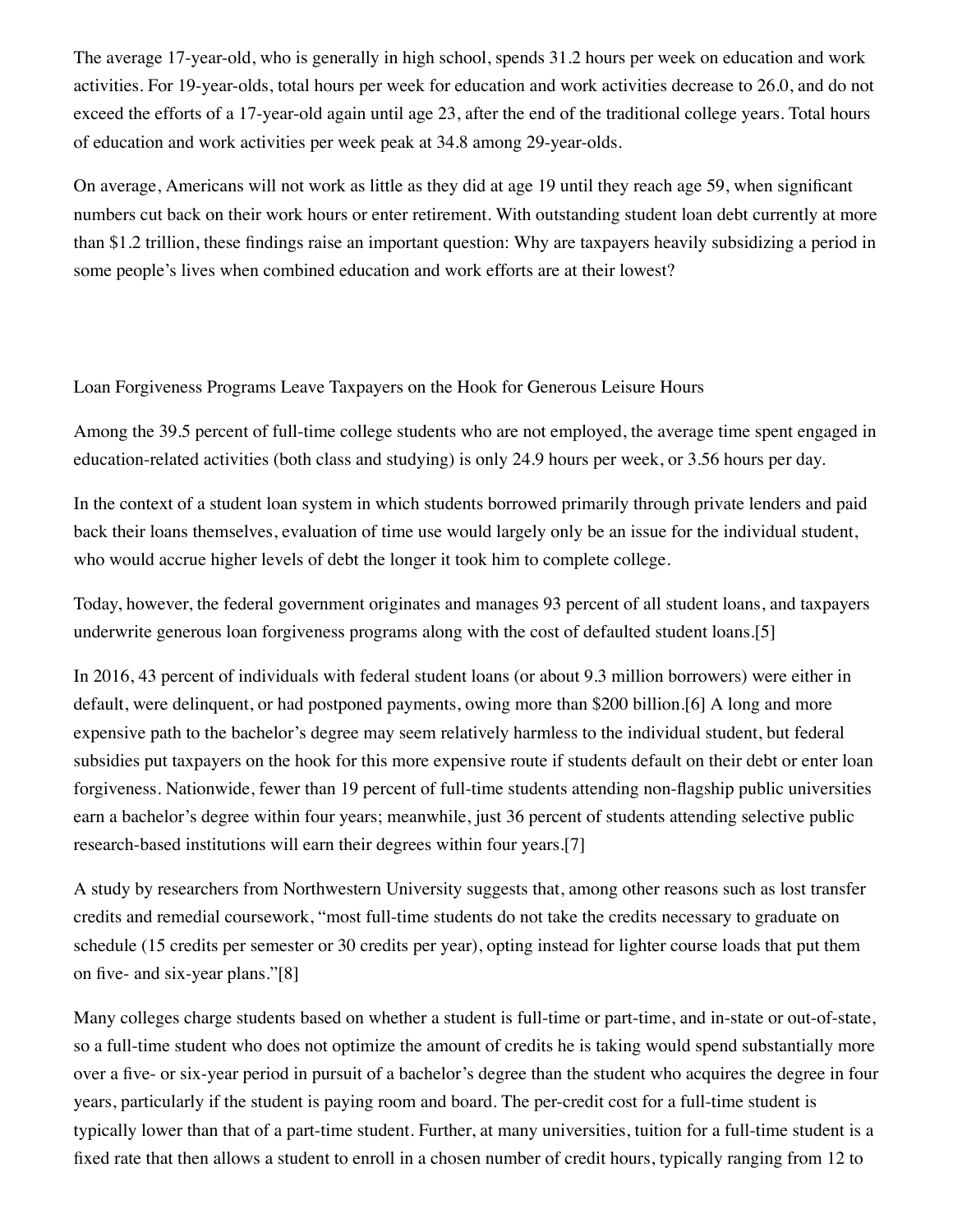The average 17-year-old, who is generally in high school, spends 31.2 hours per week on education and work activities. For 19-year-olds, total hours per week for education and work activities decrease to 26.0, and do not exceed the efforts of a 17-year-old again until age 23, after the end of the traditional college years. Total hours of education and work activities per week peak at 34.8 among 29-year-olds.

On average, Americans will not work as little as they did at age 19 until they reach age 59, when significant numbers cut back on their work hours or enter retirement. With outstanding student loan debt currently at more than $1.2 trillion, these findings raise an important question: Why are taxpayers heavily subsidizing a period in some people's lives when combined education and work efforts are at their lowest?

## Loan Forgiveness Programs Leave Taxpayers on the Hook for Generous Leisure Hours

Among the 39.5 percent of full-time college students who are not employed, the average time spent engaged in education-related activities (both class and studying) is only 24.9 hours per week, or 3.56 hours per day.

In the context of a student loan system in which students borrowed primarily through private lenders and paid back their loans themselves, evaluation of time use would largely only be an issue for the individual student, who would accrue higher levels of debt the longer it took him to complete college.

Today, however, the federal government originates and manages 93 percent of all student loans, and taxpayers underwrite generous loan forgiveness programs along with the cost of defaulted student loans.[5]

In 2016, 43 percent of individuals with federal student loans (or about 9.3 million borrowers) were either in default, were delinquent, or had postponed payments, owing more than $200 billion.[6] A long and more expensive path to the bachelor's degree may seem relatively harmless to the individual student, but federal subsidies put taxpayers on the hook for this more expensive route if students default on their debt or enter loan forgiveness. Nationwide, fewer than 19 percent of full-time students attending non-flagship public universities earn a bachelor's degree within four years; meanwhile, just 36 percent of students attending selective public research-based institutions will earn their degrees within four years.[7]

A study by researchers from Northwestern University suggests that, among other reasons such as lost transfer credits and remedial coursework, "most full-time students do not take the credits necessary to graduate on schedule (15 credits per semester or 30 credits per year), opting instead for lighter course loads that put them on five- and six-year plans."[8]

Many colleges charge students based on whether a student is full-time or part-time, and in-state or out-of-state, so a full-time student who does not optimize the amount of credits he is taking would spend substantially more over a five- or six-year period in pursuit of a bachelor's degree than the student who acquires the degree in four years, particularly if the student is paying room and board. The per-credit cost for a full-time student is typically lower than that of a part-time student. Further, at many universities, tuition for a full-time student is a fixed rate that then allows a student to enroll in a chosen number of credit hours, typically ranging from 12 to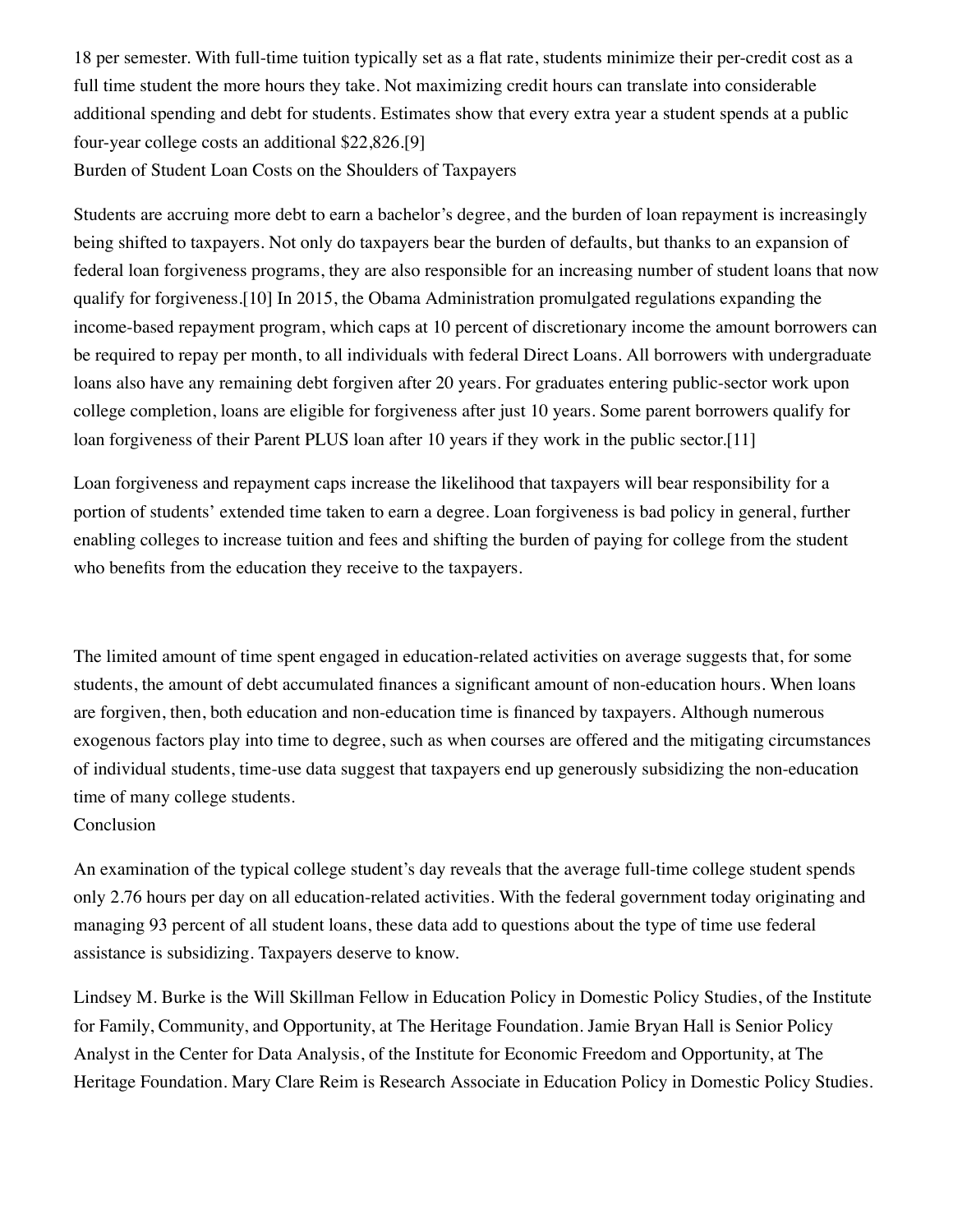18 per semester. With full-time tuition typically set as a flat rate, students minimize their per-credit cost as a full time student the more hours they take. Not maximizing credit hours can translate into considerable additional spending and debt for students. Estimates show that every extra year a student spends at a public four-year college costs an additional $22,826.[9]

## Burden of Student Loan Costs on the Shoulders of Taxpayers

Students are accruing more debt to earn a bachelor's degree, and the burden of loan repayment is increasingly being shifted to taxpayers. Not only do taxpayers bear the burden of defaults, but thanks to an expansion of federal loan forgiveness programs, they are also responsible for an increasing number of student loans that now qualify for forgiveness.[10] In 2015, the Obama Administration promulgated regulations expanding the income-based repayment program, which caps at 10 percent of discretionary income the amount borrowers can be required to repay per month, to all individuals with federal Direct Loans. All borrowers with undergraduate loans also have any remaining debt forgiven after 20 years. For graduates entering public-sector work upon college completion, loans are eligible for forgiveness after just 10 years. Some parent borrowers qualify for loan forgiveness of their Parent PLUS loan after 10 years if they work in the public sector.[11]

Loan forgiveness and repayment caps increase the likelihood that taxpayers will bear responsibility for a portion of students' extended time taken to earn a degree. Loan forgiveness is bad policy in general, further enabling colleges to increase tuition and fees and shifting the burden of paying for college from the student who benefits from the education they receive to the taxpayers.

The limited amount of time spent engaged in education-related activities on average suggests that, for some students, the amount of debt accumulated finances a significant amount of non-education hours. When loans are forgiven, then, both education and non-education time is financed by taxpayers. Although numerous exogenous factors play into time to degree, such as when courses are offered and the mitigating circumstances of individual students, time-use data suggest that taxpayers end up generously subsidizing the non-education time of many college students.

## Conclusion

An examination of the typical college student's day reveals that the average full-time college student spends only 2.76 hours per day on all education-related activities. With the federal government today originating and managing 93 percent of all student loans, these data add to questions about the type of time use federal assistance is subsidizing. Taxpayers deserve to know.

Lindsey M. Burke is the Will Skillman Fellow in Education Policy in Domestic Policy Studies, of the Institute for Family, Community, and Opportunity, at The Heritage Foundation. Jamie Bryan Hall is Senior Policy Analyst in the Center for Data Analysis, of the Institute for Economic Freedom and Opportunity, at The Heritage Foundation. Mary Clare Reim is Research Associate in Education Policy in Domestic Policy Studies.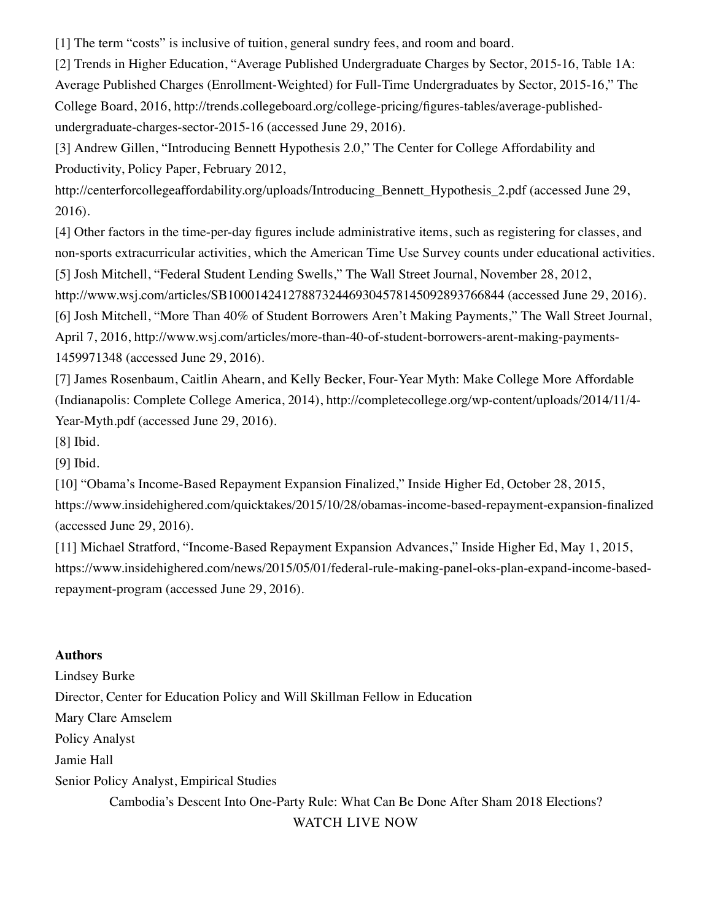[1] The term "costs" is inclusive of tuition, general sundry fees, and room and board.

[2] Trends in Higher Education, "Average Published Undergraduate Charges by Sector, 2015-16, Table 1A: Average Published Charges (Enrollment-Weighted) for Full-Time Undergraduates by Sector, 2015-16," The College Board, 2016, http://trends.collegeboard.org/college-pricing/figures-tables/average-published-undergraduate-charges-sector-2015-16 (accessed June 29, 2016).

[3] Andrew Gillen, "Introducing Bennett Hypothesis 2.0," The Center for College Affordability and Productivity, Policy Paper, February 2012, http://centerforcollegeaffordability.org/uploads/Introducing_Bennett_Hypothesis_2.pdf (accessed June 29, 2016).

[4] Other factors in the time-per-day figures include administrative items, such as registering for classes, and non-sports extracurricular activities, which the American Time Use Survey counts under educational activities.

[5] Josh Mitchell, "Federal Student Lending Swells," The Wall Street Journal, November 28, 2012, http://www.wsj.com/articles/SB10001424127887324469304578145092893766844 (accessed June 29, 2016).

[6] Josh Mitchell, "More Than 40% of Student Borrowers Aren't Making Payments," The Wall Street Journal, April 7, 2016, http://www.wsj.com/articles/more-than-40-of-student-borrowers-arent-making-payments-1459971348 (accessed June 29, 2016).

[7] James Rosenbaum, Caitlin Ahearn, and Kelly Becker, Four-Year Myth: Make College More Affordable (Indianapolis: Complete College America, 2014), http://completecollege.org/wp-content/uploads/2014/11/4-Year-Myth.pdf (accessed June 29, 2016).

[8] Ibid.

[9] Ibid.

[10] "Obama's Income-Based Repayment Expansion Finalized," Inside Higher Ed, October 28, 2015, https://www.insidehighered.com/quicktakes/2015/10/28/obamas-income-based-repayment-expansion-finalized (accessed June 29, 2016).

[11] Michael Stratford, "Income-Based Repayment Expansion Advances," Inside Higher Ed, May 1, 2015, https://www.insidehighered.com/news/2015/05/01/federal-rule-making-panel-oks-plan-expand-income-based-repayment-program (accessed June 29, 2016).

**Authors**

Lindsey Burke

Director, Center for Education Policy and Will Skillman Fellow in Education

Mary Clare Amselem

Policy Analyst

Jamie Hall

Senior Policy Analyst, Empirical Studies

Cambodia's Descent Into One-Party Rule: What Can Be Done After Sham 2018 Elections?

WATCH LIVE NOW